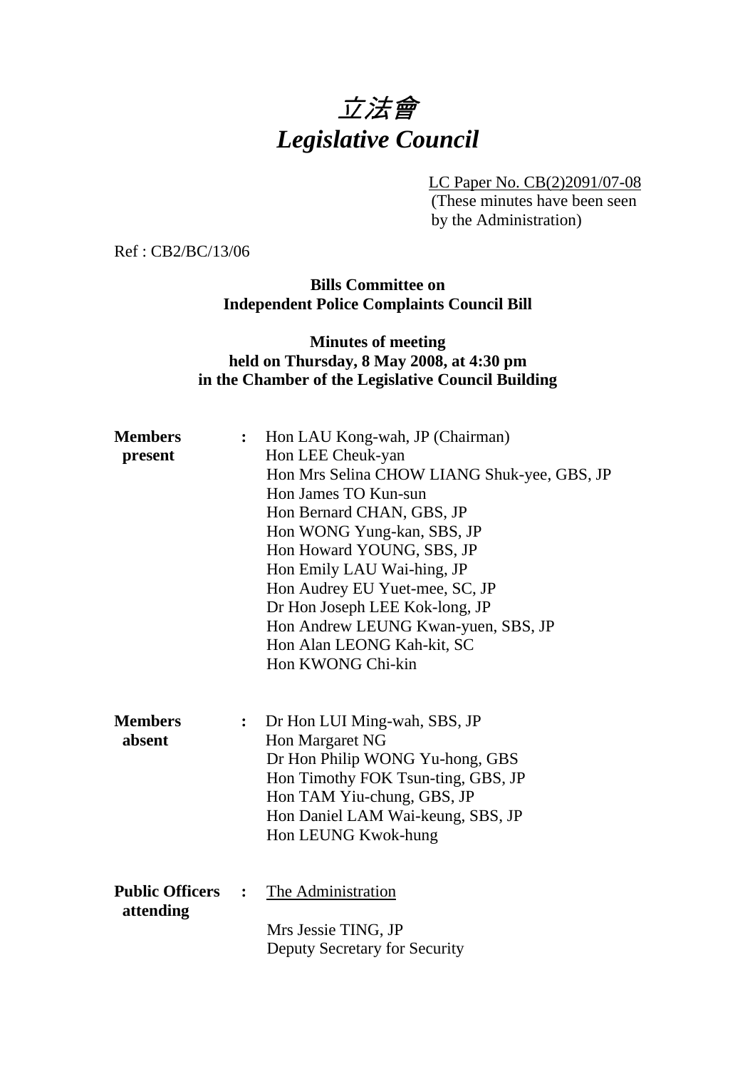# *立法會*
# *Legislative Council*

LC Paper No. CB(2)2091/07-08
(These minutes have been seen by the Administration)

Ref : CB2/BC/13/06

**Bills Committee on**
**Independent Police Complaints Council Bill**

**Minutes of meeting**
**held on Thursday, 8 May 2008, at 4:30 pm**
**in the Chamber of the Legislative Council Building**

**Members present** :
Hon LAU Kong-wah, JP (Chairman)
Hon LEE Cheuk-yan
Hon Mrs Selina CHOW LIANG Shuk-yee, GBS, JP
Hon James TO Kun-sun
Hon Bernard CHAN, GBS, JP
Hon WONG Yung-kan, SBS, JP
Hon Howard YOUNG, SBS, JP
Hon Emily LAU Wai-hing, JP
Hon Audrey EU Yuet-mee, SC, JP
Dr Hon Joseph LEE Kok-long, JP
Hon Andrew LEUNG Kwan-yuen, SBS, JP
Hon Alan LEONG Kah-kit, SC
Hon KWONG Chi-kin

**Members absent** :
Dr Hon LUI Ming-wah, SBS, JP
Hon Margaret NG
Dr Hon Philip WONG Yu-hong, GBS
Hon Timothy FOK Tsun-ting, GBS, JP
Hon TAM Yiu-chung, GBS, JP
Hon Daniel LAM Wai-keung, SBS, JP
Hon LEUNG Kwok-hung

**Public Officers attending** :
The Administration

Mrs Jessie TING, JP
Deputy Secretary for Security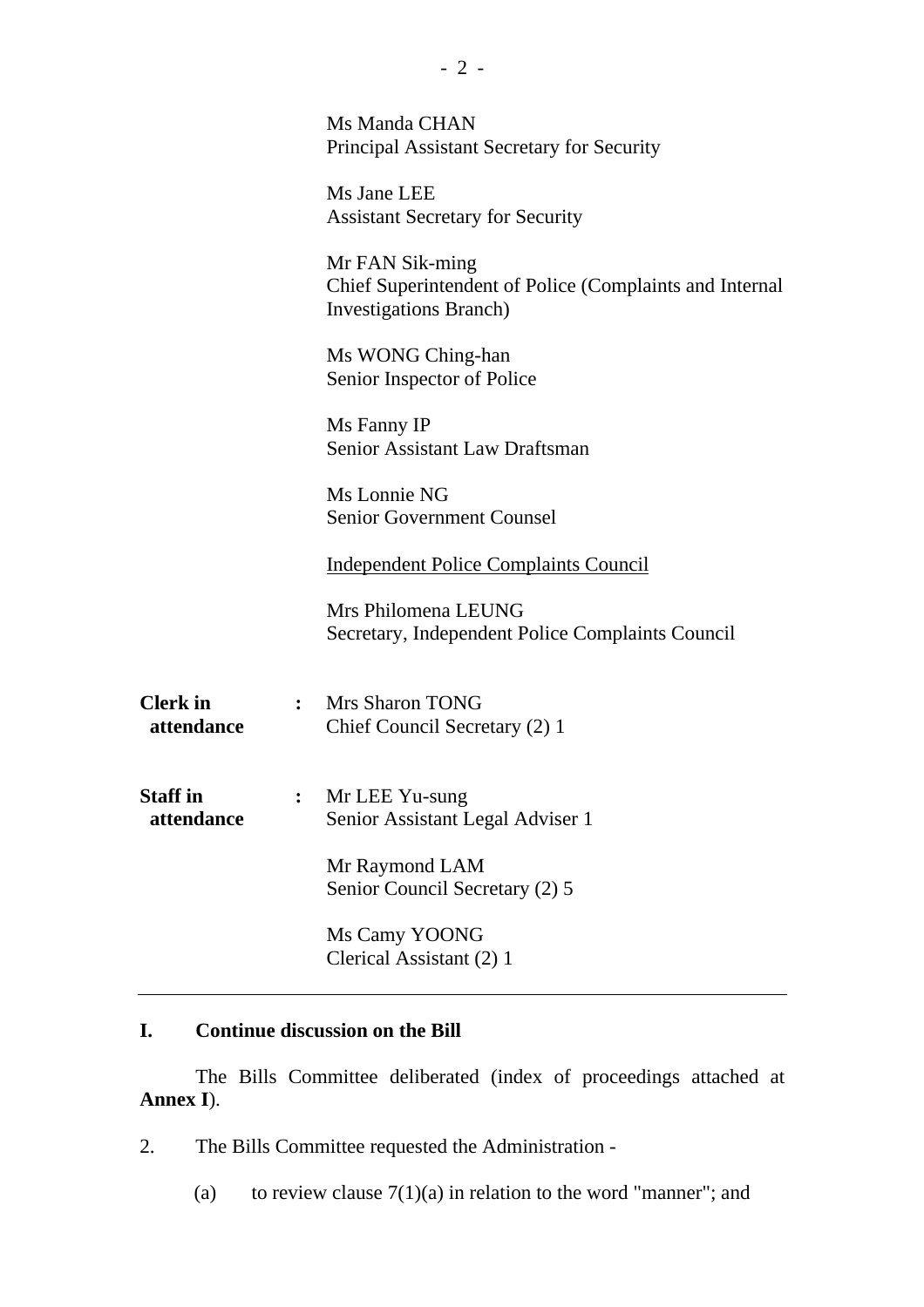Ms Manda CHAN
Principal Assistant Secretary for Security

Ms Jane LEE
Assistant Secretary for Security

Mr FAN Sik-ming
Chief Superintendent of Police (Complaints and Internal Investigations Branch)

Ms WONG Ching-han
Senior Inspector of Police

Ms Fanny IP
Senior Assistant Law Draftsman

Ms Lonnie NG
Senior Government Counsel

Independent Police Complaints Council

Mrs Philomena LEUNG
Secretary, Independent Police Complaints Council

**Clerk in attendance** : Mrs Sharon TONG
Chief Council Secretary (2) 1

**Staff in attendance** : Mr LEE Yu-sung
Senior Assistant Legal Adviser 1

Mr Raymond LAM
Senior Council Secretary (2) 5

Ms Camy YOONG
Clerical Assistant (2) 1

---

## I. Continue discussion on the Bill

The Bills Committee deliberated (index of proceedings attached at **Annex I**).

2. The Bills Committee requested the Administration -

(a) to review clause 7(1)(a) in relation to the word "manner"; and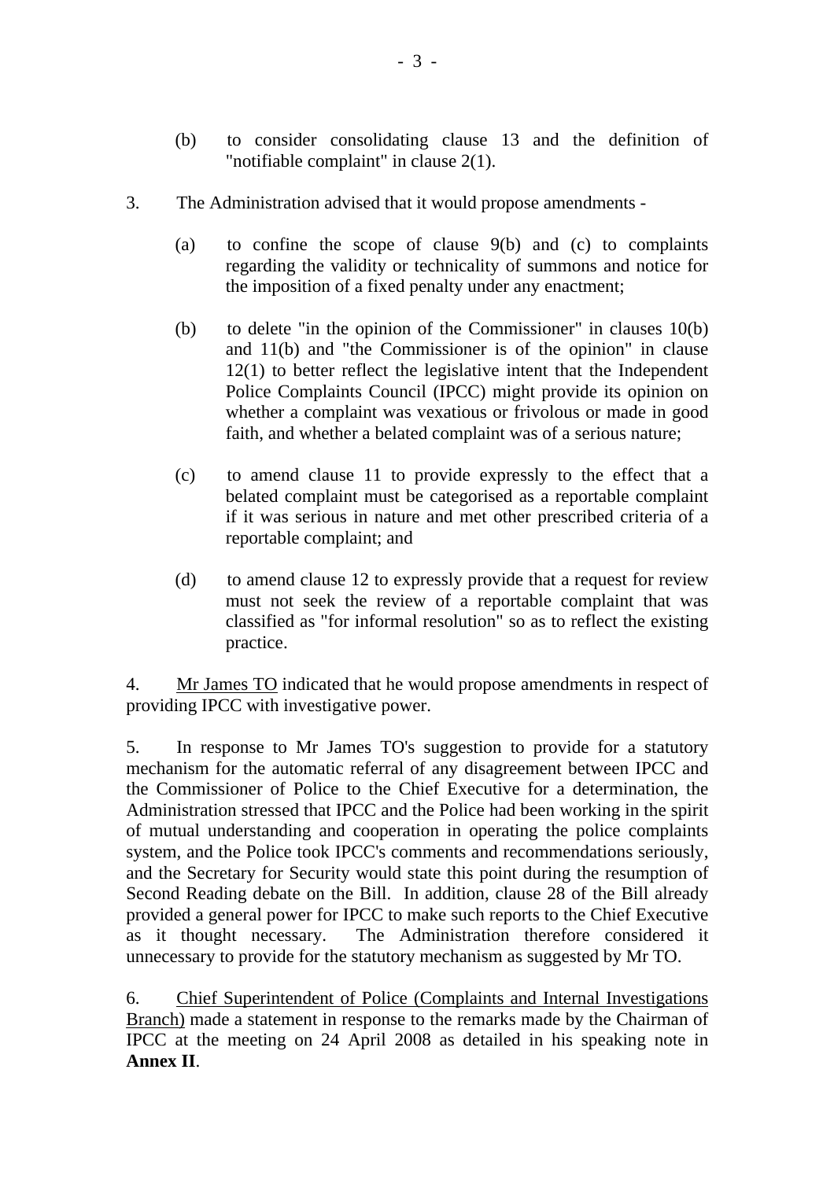(b) to consider consolidating clause 13 and the definition of "notifiable complaint" in clause 2(1).

3. The Administration advised that it would propose amendments -

(a) to confine the scope of clause 9(b) and (c) to complaints regarding the validity or technicality of summons and notice for the imposition of a fixed penalty under any enactment;

(b) to delete "in the opinion of the Commissioner" in clauses 10(b) and 11(b) and "the Commissioner is of the opinion" in clause 12(1) to better reflect the legislative intent that the Independent Police Complaints Council (IPCC) might provide its opinion on whether a complaint was vexatious or frivolous or made in good faith, and whether a belated complaint was of a serious nature;

(c) to amend clause 11 to provide expressly to the effect that a belated complaint must be categorised as a reportable complaint if it was serious in nature and met other prescribed criteria of a reportable complaint; and

(d) to amend clause 12 to expressly provide that a request for review must not seek the review of a reportable complaint that was classified as "for informal resolution" so as to reflect the existing practice.

4. Mr James TO indicated that he would propose amendments in respect of providing IPCC with investigative power.

5. In response to Mr James TO's suggestion to provide for a statutory mechanism for the automatic referral of any disagreement between IPCC and the Commissioner of Police to the Chief Executive for a determination, the Administration stressed that IPCC and the Police had been working in the spirit of mutual understanding and cooperation in operating the police complaints system, and the Police took IPCC's comments and recommendations seriously, and the Secretary for Security would state this point during the resumption of Second Reading debate on the Bill. In addition, clause 28 of the Bill already provided a general power for IPCC to make such reports to the Chief Executive as it thought necessary. The Administration therefore considered it unnecessary to provide for the statutory mechanism as suggested by Mr TO.

6. Chief Superintendent of Police (Complaints and Internal Investigations Branch) made a statement in response to the remarks made by the Chairman of IPCC at the meeting on 24 April 2008 as detailed in his speaking note in **Annex II**.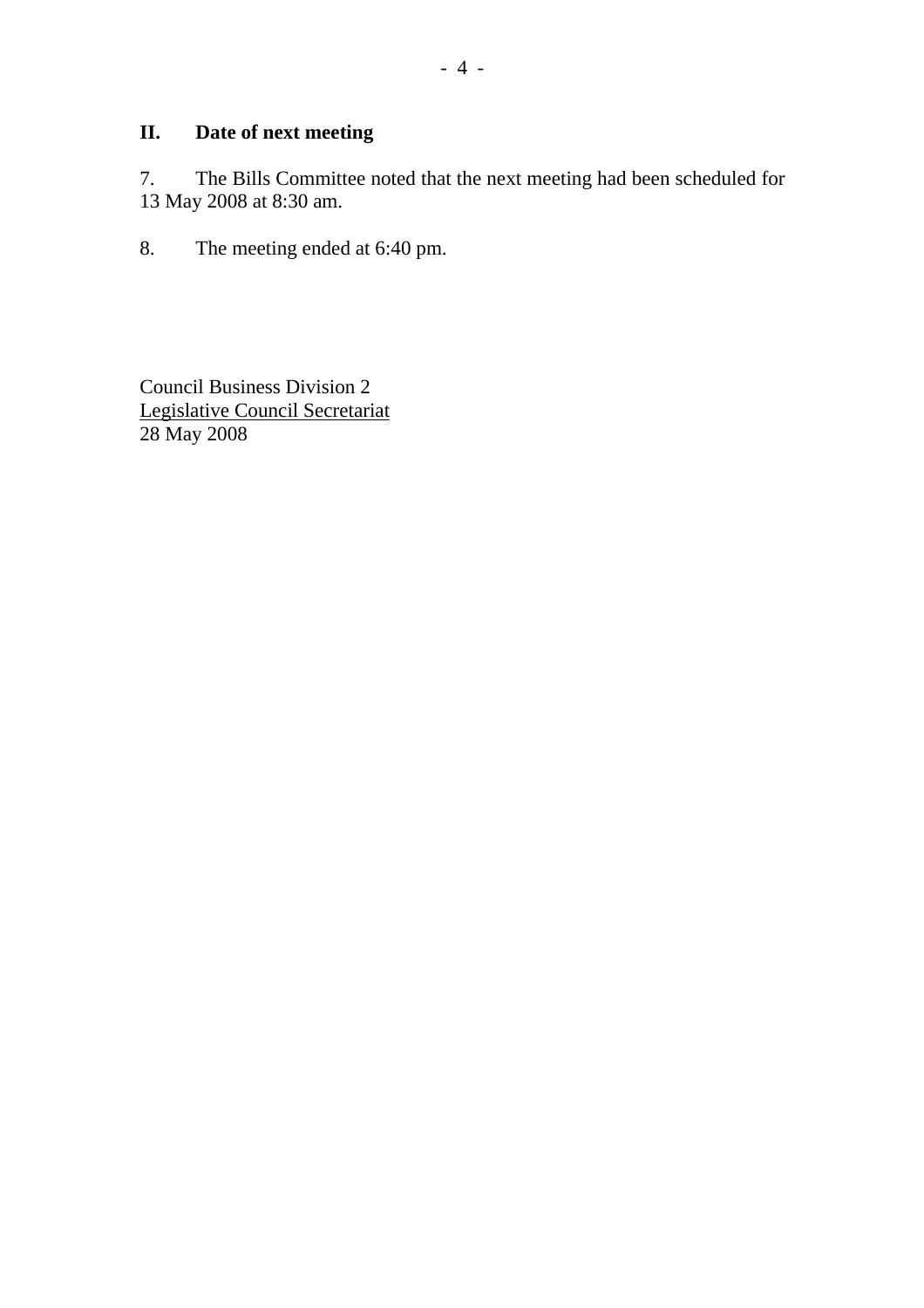## II. Date of next meeting

7. The Bills Committee noted that the next meeting had been scheduled for 13 May 2008 at 8:30 am.

8. The meeting ended at 6:40 pm.

Council Business Division 2
Legislative Council Secretariat
28 May 2008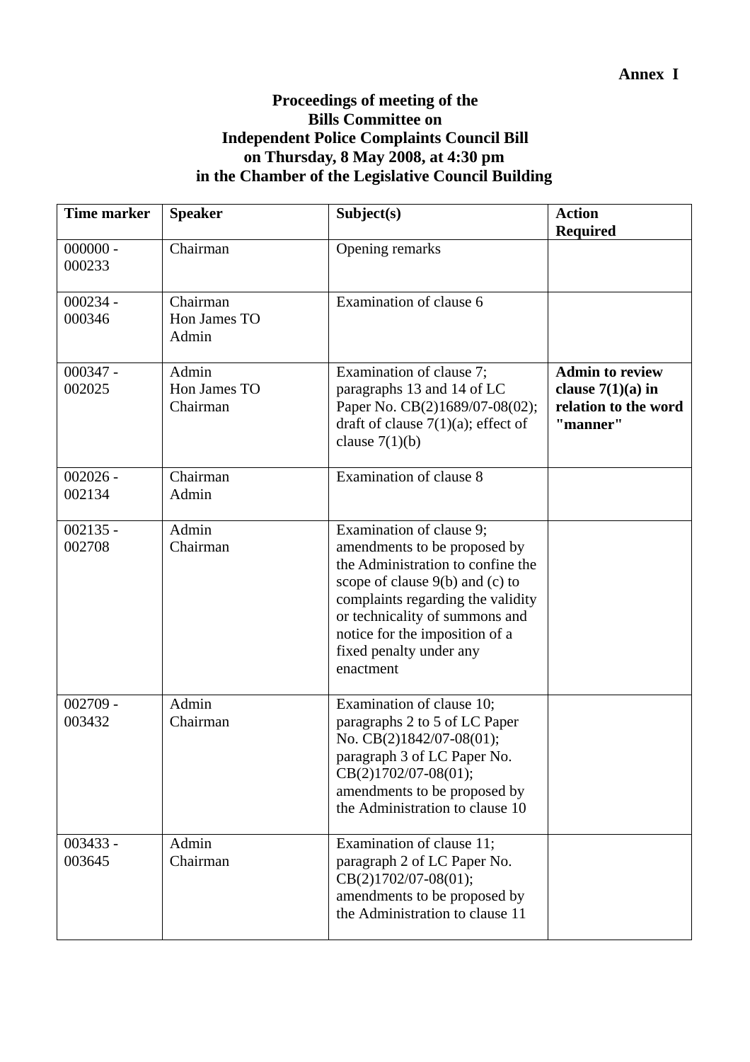**Annex I**

**Proceedings of meeting of the**
**Bills Committee on**
**Independent Police Complaints Council Bill**
**on Thursday, 8 May 2008, at 4:30 pm**
**in the Chamber of the Legislative Council Building**

| **Time marker** | **Speaker** | **Subject(s)** | **Action Required** |
|---|---|---|---|
| 000000 - 000233 | Chairman | Opening remarks | |
| 000234 - 000346 | Chairman<br>Hon James TO<br>Admin | Examination of clause 6 | |
| 000347 - 002025 | Admin<br>Hon James TO<br>Chairman | Examination of clause 7; paragraphs 13 and 14 of LC Paper No. CB(2)1689/07-08(02); draft of clause 7(1)(a); effect of clause 7(1)(b) | **Admin to review clause 7(1)(a) in relation to the word "manner"** |
| 002026 - 002134 | Chairman<br>Admin | Examination of clause 8 | |
| 002135 - 002708 | Admin<br>Chairman | Examination of clause 9; amendments to be proposed by the Administration to confine the scope of clause 9(b) and (c) to complaints regarding the validity or technicality of summons and notice for the imposition of a fixed penalty under any enactment | |
| 002709 - 003432 | Admin<br>Chairman | Examination of clause 10; paragraphs 2 to 5 of LC Paper No. CB(2)1842/07-08(01); paragraph 3 of LC Paper No. CB(2)1702/07-08(01); amendments to be proposed by the Administration to clause 10 | |
| 003433 - 003645 | Admin<br>Chairman | Examination of clause 11; paragraph 2 of LC Paper No. CB(2)1702/07-08(01); amendments to be proposed by the Administration to clause 11 | |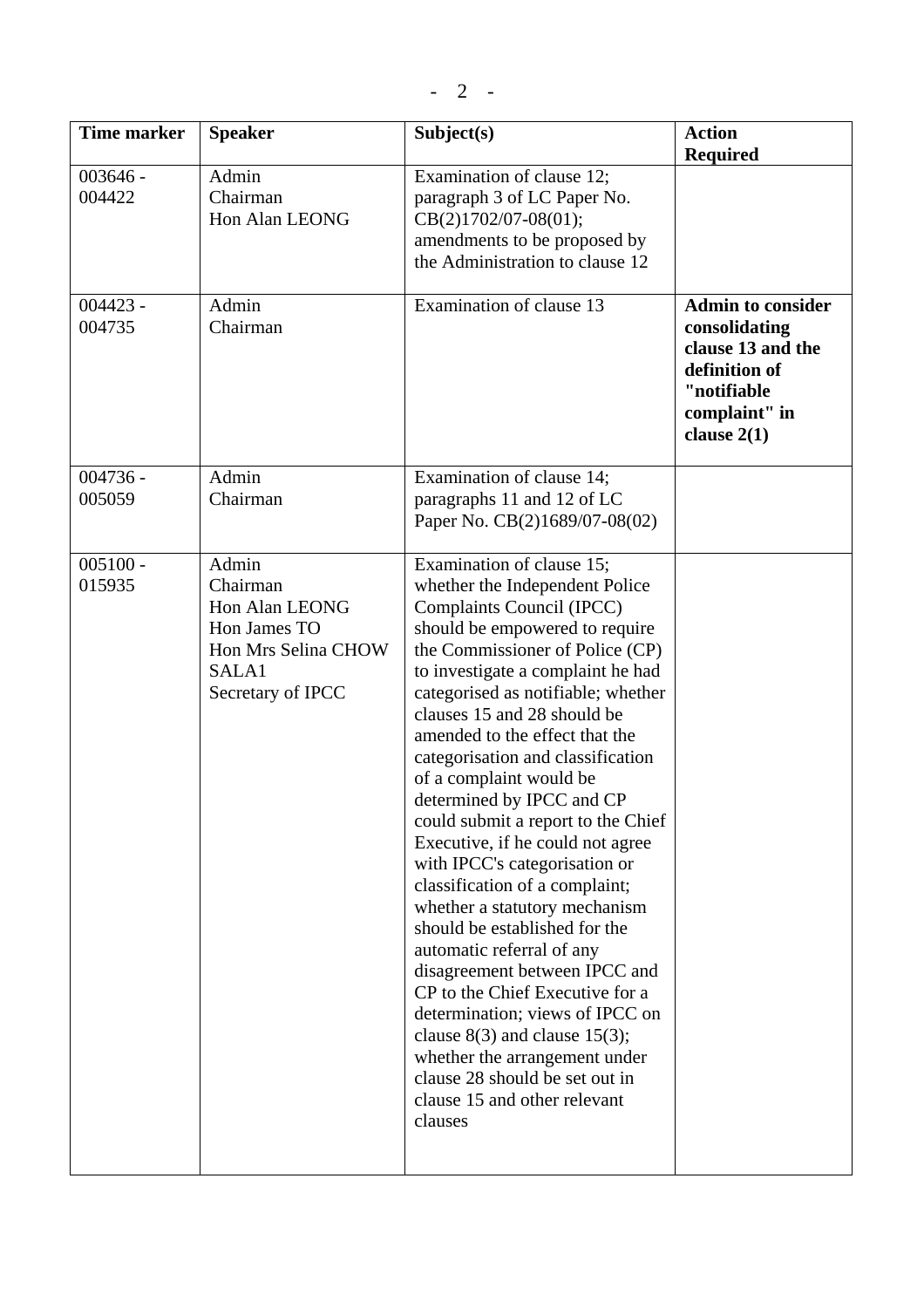| Time marker | Speaker | Subject(s) | Action Required |
|---|---|---|---|
| 003646 - 004422 | Admin<br>Chairman<br>Hon Alan LEONG | Examination of clause 12; paragraph 3 of LC Paper No. CB(2)1702/07-08(01); amendments to be proposed by the Administration to clause 12 | |
| 004423 - 004735 | Admin<br>Chairman | Examination of clause 13 | **Admin to consider consolidating clause 13 and the definition of "notifiable complaint" in clause 2(1)** |
| 004736 - 005059 | Admin<br>Chairman | Examination of clause 14; paragraphs 11 and 12 of LC Paper No. CB(2)1689/07-08(02) | |
| 005100 - 015935 | Admin<br>Chairman<br>Hon Alan LEONG<br>Hon James TO<br>Hon Mrs Selina CHOW<br>SALA1<br>Secretary of IPCC | Examination of clause 15; whether the Independent Police Complaints Council (IPCC) should be empowered to require the Commissioner of Police (CP) to investigate a complaint he had categorised as notifiable; whether clauses 15 and 28 should be amended to the effect that the categorisation and classification of a complaint would be determined by IPCC and CP could submit a report to the Chief Executive, if he could not agree with IPCC's categorisation or classification of a complaint; whether a statutory mechanism should be established for the automatic referral of any disagreement between IPCC and CP to the Chief Executive for a determination; views of IPCC on clause 8(3) and clause 15(3); whether the arrangement under clause 28 should be set out in clause 15 and other relevant clauses | |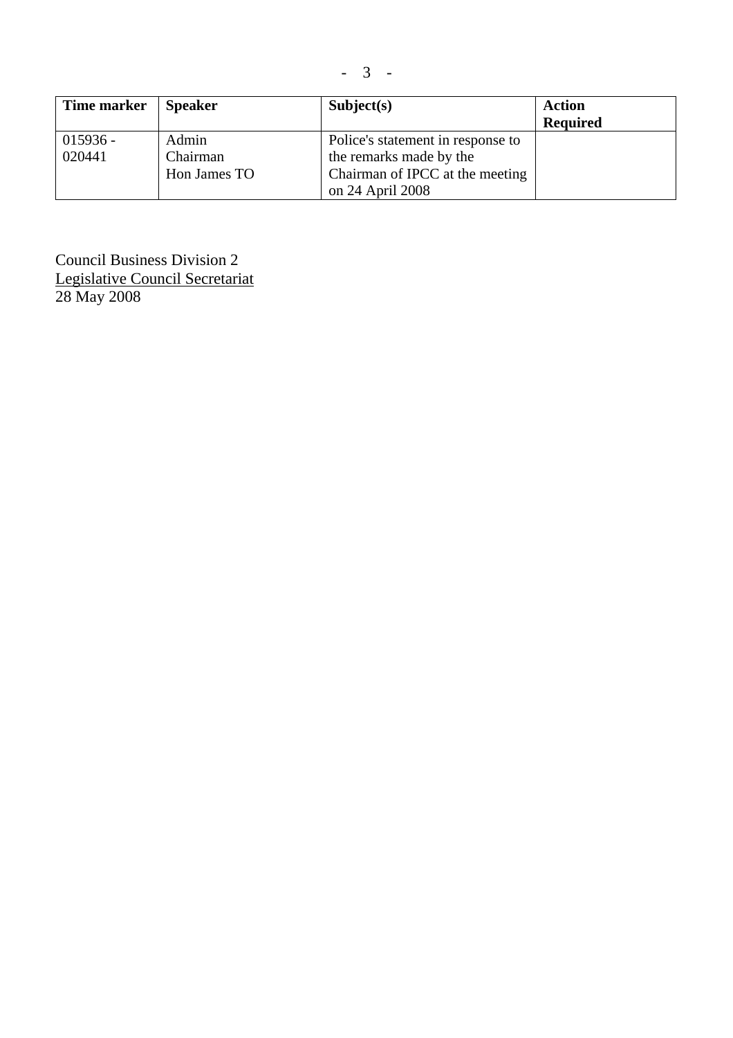| Time marker | Speaker | Subject(s) | Action Required |
|---|---|---|---|
| 015936 - 020441 | Admin<br>Chairman<br>Hon James TO | Police's statement in response to the remarks made by the Chairman of IPCC at the meeting on 24 April 2008 | |

Council Business Division 2
Legislative Council Secretariat
28 May 2008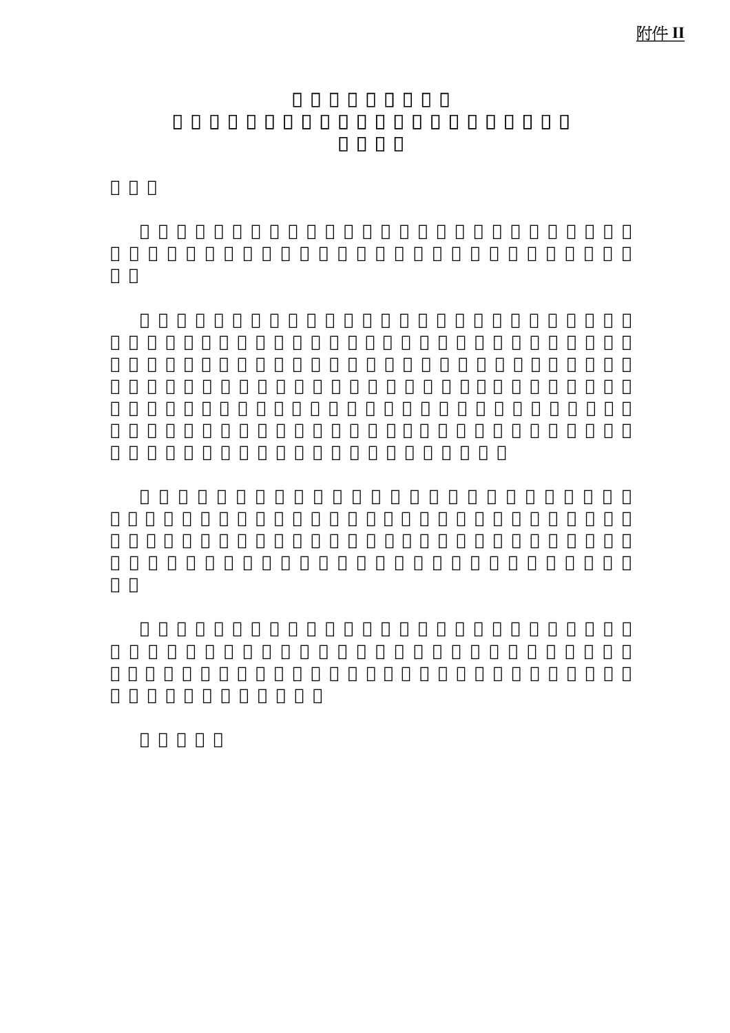附件 II